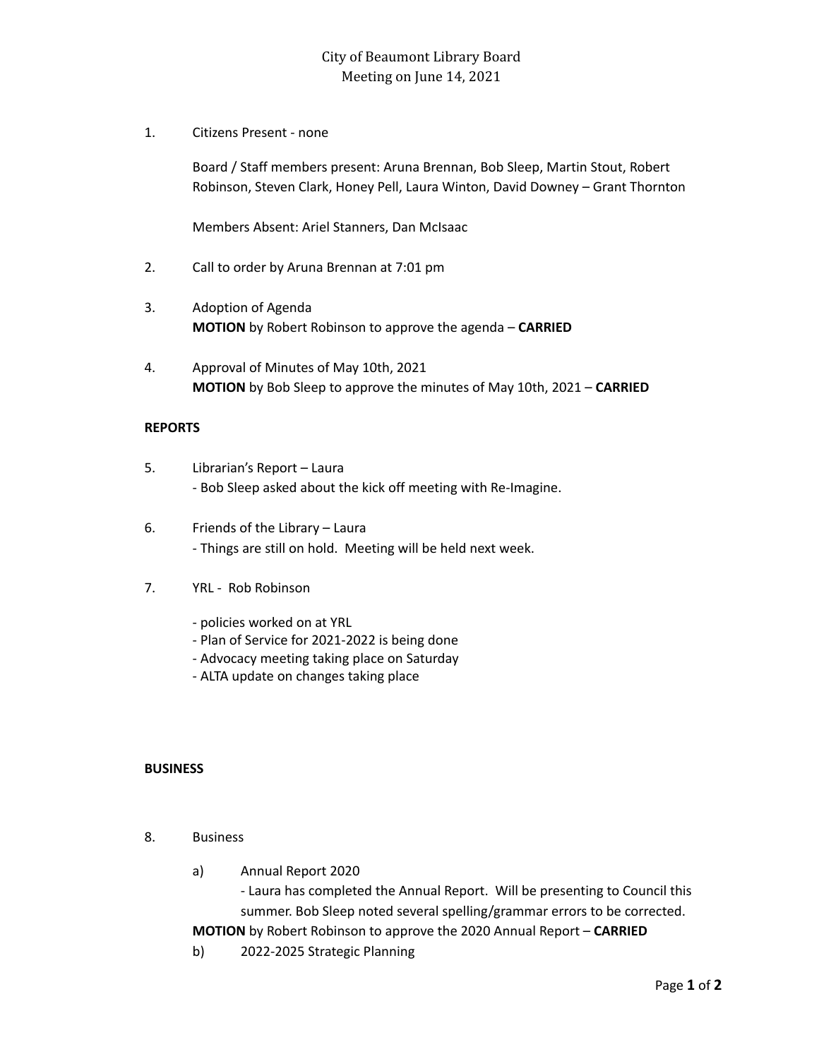# City of Beaumont Library Board
## Meeting on June 14, 2021

1. Citizens Present - none

   Board / Staff members present: Aruna Brennan, Bob Sleep, Martin Stout, Robert Robinson, Steven Clark, Honey Pell, Laura Winton, David Downey – Grant Thornton

   Members Absent: Ariel Stanners, Dan McIsaac

2. Call to order by Aruna Brennan at 7:01 pm

3. Adoption of Agenda
   **MOTION** by Robert Robinson to approve the agenda – **CARRIED**

4. Approval of Minutes of May 10th, 2021
   **MOTION** by Bob Sleep to approve the minutes of May 10th, 2021 – **CARRIED**

**REPORTS**

5. Librarian's Report – Laura
   - Bob Sleep asked about the kick off meeting with Re-Imagine.

6. Friends of the Library – Laura
   - Things are still on hold. Meeting will be held next week.

7. YRL - Rob Robinson

   - policies worked on at YRL
   - Plan of Service for 2021-2022 is being done
   - Advocacy meeting taking place on Saturday
   - ALTA update on changes taking place

**BUSINESS**

8. Business

   a) Annual Report 2020
      - Laura has completed the Annual Report. Will be presenting to Council this summer. Bob Sleep noted several spelling/grammar errors to be corrected.

   **MOTION** by Robert Robinson to approve the 2020 Annual Report – **CARRIED**

   b) 2022-2025 Strategic Planning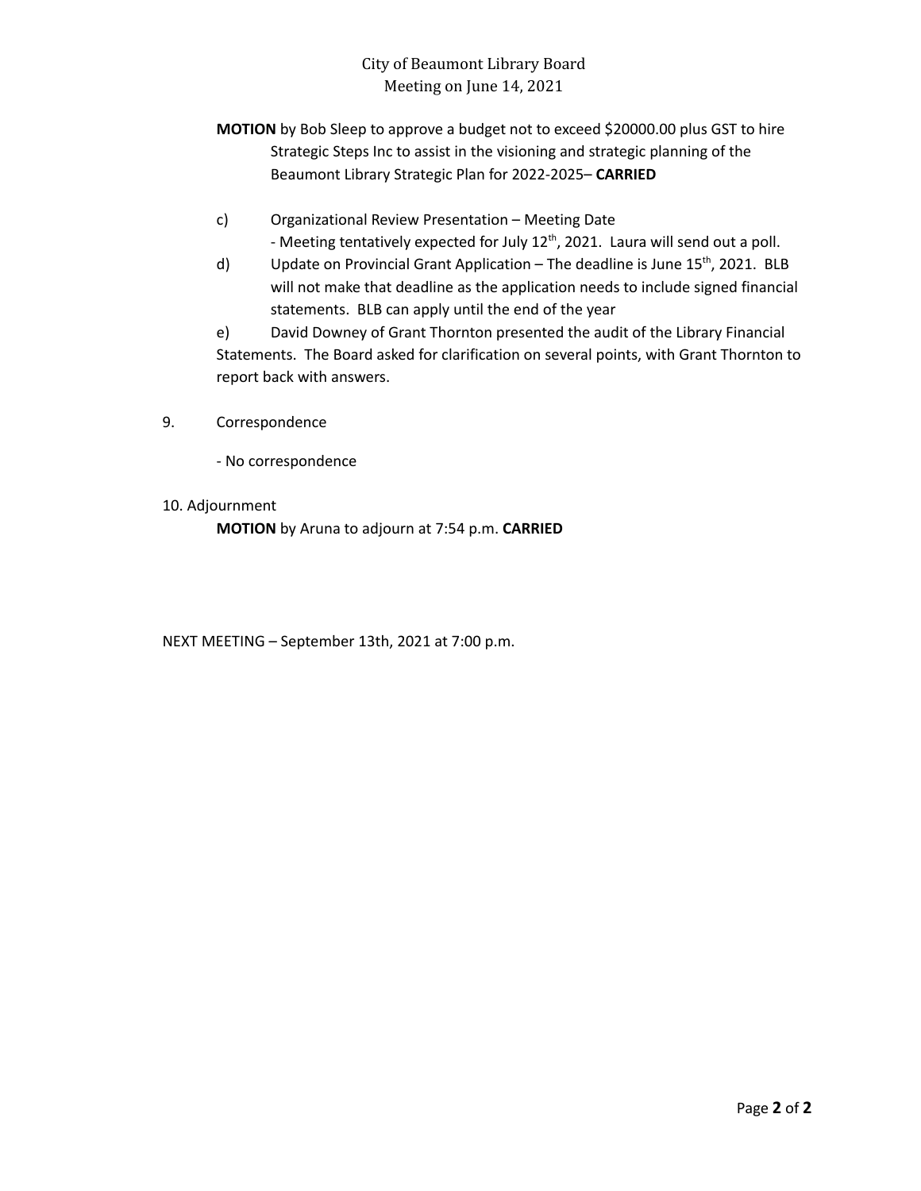**MOTION** by Bob Sleep to approve a budget not to exceed $20000.00 plus GST to hire Strategic Steps Inc to assist in the visioning and strategic planning of the Beaumont Library Strategic Plan for 2022-2025– **CARRIED**

c) Organizational Review Presentation – Meeting Date
- Meeting tentatively expected for July 12th, 2021. Laura will send out a poll.

d) Update on Provincial Grant Application – The deadline is June 15th, 2021. BLB will not make that deadline as the application needs to include signed financial statements. BLB can apply until the end of the year

e) David Downey of Grant Thornton presented the audit of the Library Financial Statements. The Board asked for clarification on several points, with Grant Thornton to report back with answers.

9. Correspondence

- No correspondence

10. Adjournment

**MOTION** by Aruna to adjourn at 7:54 p.m. **CARRIED**

NEXT MEETING – September 13th, 2021 at 7:00 p.m.